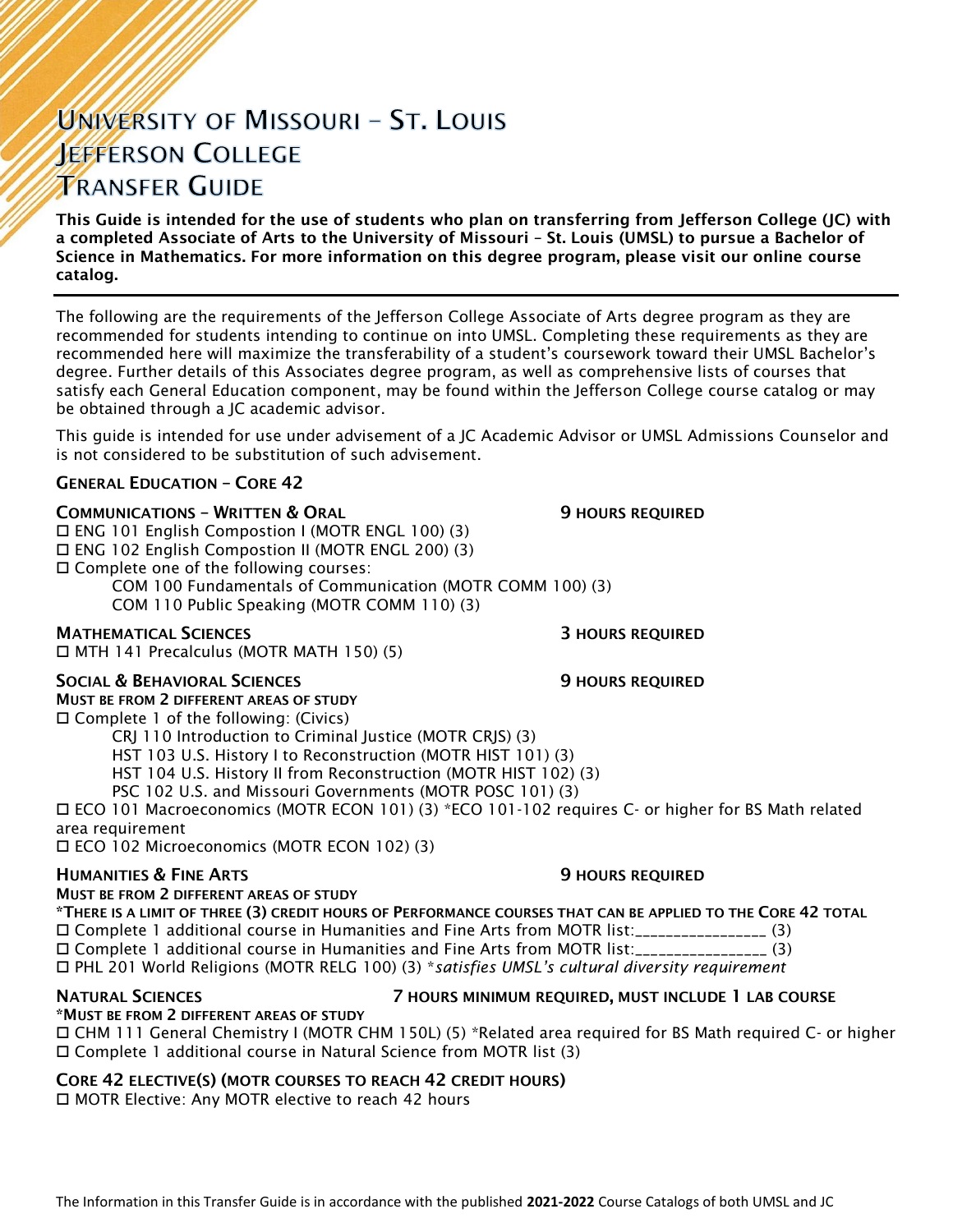# UNIVERSITY OF MISSOURI – ST. LOUIS
# JEFFERSON COLLEGE
# TRANSFER GUIDE

**This Guide is intended for the use of students who plan on transferring from Jefferson College (JC) with a completed Associate of Arts to the University of Missouri – St. Louis (UMSL) to pursue a Bachelor of Science in Mathematics. For more information on this degree program, please visit our online course catalog.**

---

The following are the requirements of the Jefferson College Associate of Arts degree program as they are recommended for students intending to continue on into UMSL. Completing these requirements as they are recommended here will maximize the transferability of a student's coursework toward their UMSL Bachelor's degree. Further details of this Associates degree program, as well as comprehensive lists of courses that satisfy each General Education component, may be found within the Jefferson College course catalog or may be obtained through a JC academic advisor.

This guide is intended for use under advisement of a JC Academic Advisor or UMSL Admissions Counselor and is not considered to be substitution of such advisement.

## GENERAL EDUCATION – CORE 42

### COMMUNICATIONS – WRITTEN & ORAL — 9 HOURS REQUIRED

- ☐ ENG 101 English Compostion I (MOTR ENGL 100) (3)
- ☐ ENG 102 English Compostion II (MOTR ENGL 200) (3)
- ☐ Complete one of the following courses:
  - COM 100 Fundamentals of Communication (MOTR COMM 100) (3)
  - COM 110 Public Speaking (MOTR COMM 110) (3)

### MATHEMATICAL SCIENCES — 3 HOURS REQUIRED

- ☐ MTH 141 Precalculus (MOTR MATH 150) (5)

### SOCIAL & BEHAVIORAL SCIENCES — 9 HOURS REQUIRED

**MUST BE FROM 2 DIFFERENT AREAS OF STUDY**

- ☐ Complete 1 of the following: (Civics)
  - CRJ 110 Introduction to Criminal Justice (MOTR CRJS) (3)
  - HST 103 U.S. History I to Reconstruction (MOTR HIST 101) (3)
  - HST 104 U.S. History II from Reconstruction (MOTR HIST 102) (3)
  - PSC 102 U.S. and Missouri Governments (MOTR POSC 101) (3)
- ☐ ECO 101 Macroeconomics (MOTR ECON 101) (3) *ECO 101-102 requires C- or higher for BS Math related area requirement
- ☐ ECO 102 Microeconomics (MOTR ECON 102) (3)

### HUMANITIES & FINE ARTS — 9 HOURS REQUIRED

**MUST BE FROM 2 DIFFERENT AREAS OF STUDY**

***THERE IS A LIMIT OF THREE (3) CREDIT HOURS OF PERFORMANCE COURSES THAT CAN BE APPLIED TO THE CORE 42 TOTAL**

- ☐ Complete 1 additional course in Humanities and Fine Arts from MOTR list:_______________ (3)
- ☐ Complete 1 additional course in Humanities and Fine Arts from MOTR list:_______________ (3)
- ☐ PHL 201 World Religions (MOTR RELG 100) (3) **satisfies UMSL's cultural diversity requirement*

### NATURAL SCIENCES — 7 HOURS MINIMUM REQUIRED, MUST INCLUDE 1 LAB COURSE

***MUST BE FROM 2 DIFFERENT AREAS OF STUDY**

- ☐ CHM 111 General Chemistry I (MOTR CHM 150L) (5) *Related area required for BS Math required C- or higher
- ☐ Complete 1 additional course in Natural Science from MOTR list (3)

### CORE 42 ELECTIVE(S) (MOTR COURSES TO REACH 42 CREDIT HOURS)

- ☐ MOTR Elective: Any MOTR elective to reach 42 hours

The Information in this Transfer Guide is in accordance with the published **2021-2022** Course Catalogs of both UMSL and JC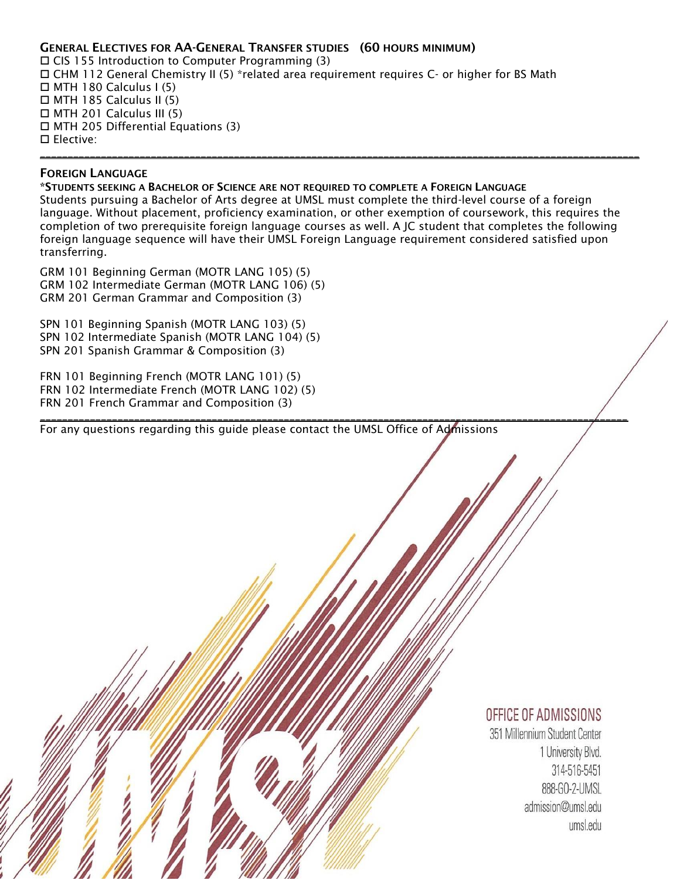### General Electives for AA-General Transfer studies (60 hours minimum)

- ☐ CIS 155 Introduction to Computer Programming (3)
- ☐ CHM 112 General Chemistry II (5) *related area requirement requires C- or higher for BS Math
- ☐ MTH 180 Calculus I (5)
- ☐ MTH 185 Calculus II (5)
- ☐ MTH 201 Calculus III (5)
- ☐ MTH 205 Differential Equations (3)
- ☐ Elective:

---

### Foreign Language

**\*Students seeking a Bachelor of Science are not required to complete a Foreign Language**

Students pursuing a Bachelor of Arts degree at UMSL must complete the third-level course of a foreign language. Without placement, proficiency examination, or other exemption of coursework, this requires the completion of two prerequisite foreign language courses as well. A JC student that completes the following foreign language sequence will have their UMSL Foreign Language requirement considered satisfied upon transferring.

GRM 101 Beginning German (MOTR LANG 105) (5)
GRM 102 Intermediate German (MOTR LANG 106) (5)
GRM 201 German Grammar and Composition (3)

SPN 101 Beginning Spanish (MOTR LANG 103) (5)
SPN 102 Intermediate Spanish (MOTR LANG 104) (5)
SPN 201 Spanish Grammar & Composition (3)

FRN 101 Beginning French (MOTR LANG 101) (5)
FRN 102 Intermediate French (MOTR LANG 102) (5)
FRN 201 French Grammar and Composition (3)

---

For any questions regarding this guide please contact the UMSL Office of Admissions

OFFICE OF ADMISSIONS
351 Millennium Student Center
1 University Blvd.
314-516-5451
888-GO-2-UMSL
admission@umsl.edu
umsl.edu